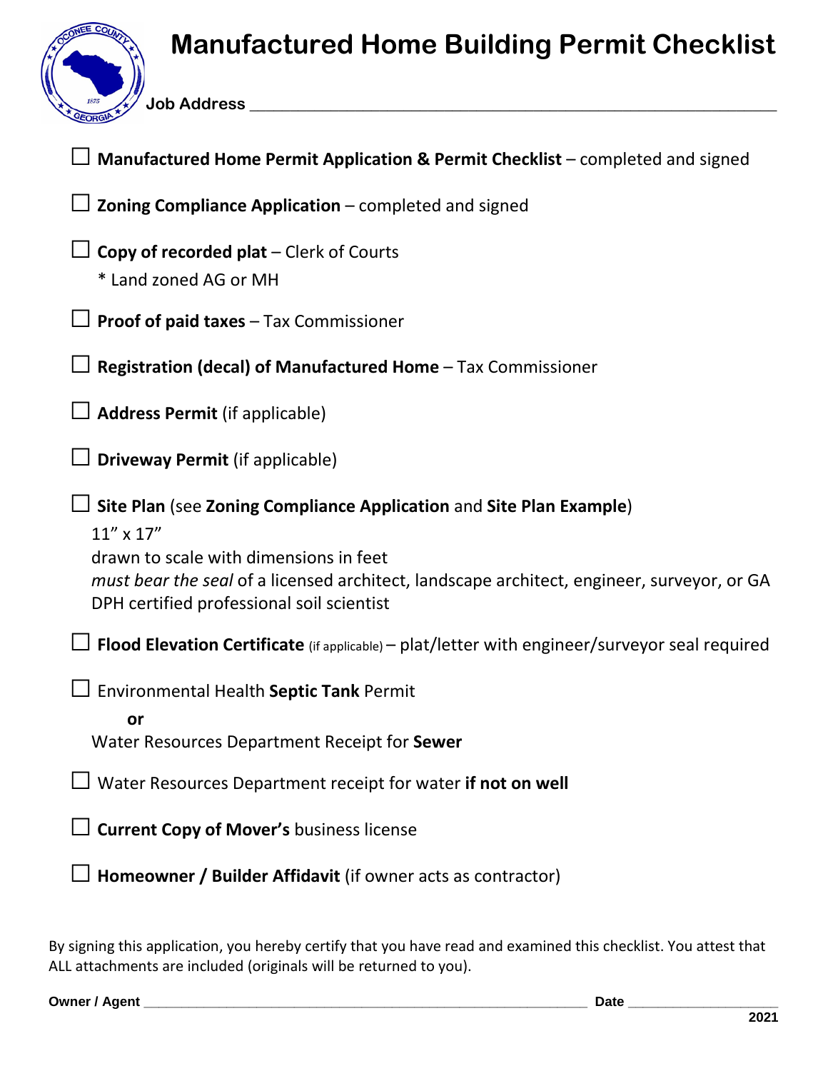# Manufactured Home Building Permit Checklist

**Job Address** ____________________________________________

☐ **Manufactured Home Permit Application & Permit Checklist** – completed and signed

☐ **Zoning Compliance Application** – completed and signed

☐ **Copy of recorded plat** – Clerk of Courts
 * Land zoned AG or MH

☐ **Proof of paid taxes** – Tax Commissioner

☐ **Registration (decal) of Manufactured Home** – Tax Commissioner

☐ **Address Permit** (if applicable)

☐ **Driveway Permit** (if applicable)

☐ **Site Plan** (see **Zoning Compliance Application** and **Site Plan Example**)
 11" x 17"
 drawn to scale with dimensions in feet
 *must bear the seal* of a licensed architect, landscape architect, engineer, surveyor, or GA DPH certified professional soil scientist

☐ **Flood Elevation Certificate** (if applicable) – plat/letter with engineer/surveyor seal required

☐ Environmental Health **Septic Tank** Permit
 **or**
 Water Resources Department Receipt for **Sewer**

☐ Water Resources Department receipt for water **if not on well**

☐ **Current Copy of Mover's** business license

☐ **Homeowner / Builder Affidavit** (if owner acts as contractor)

By signing this application, you hereby certify that you have read and examined this checklist. You attest that ALL attachments are included (originals will be returned to you).

**Owner / Agent** ____________________________________________ **Date** ____________________

**2021**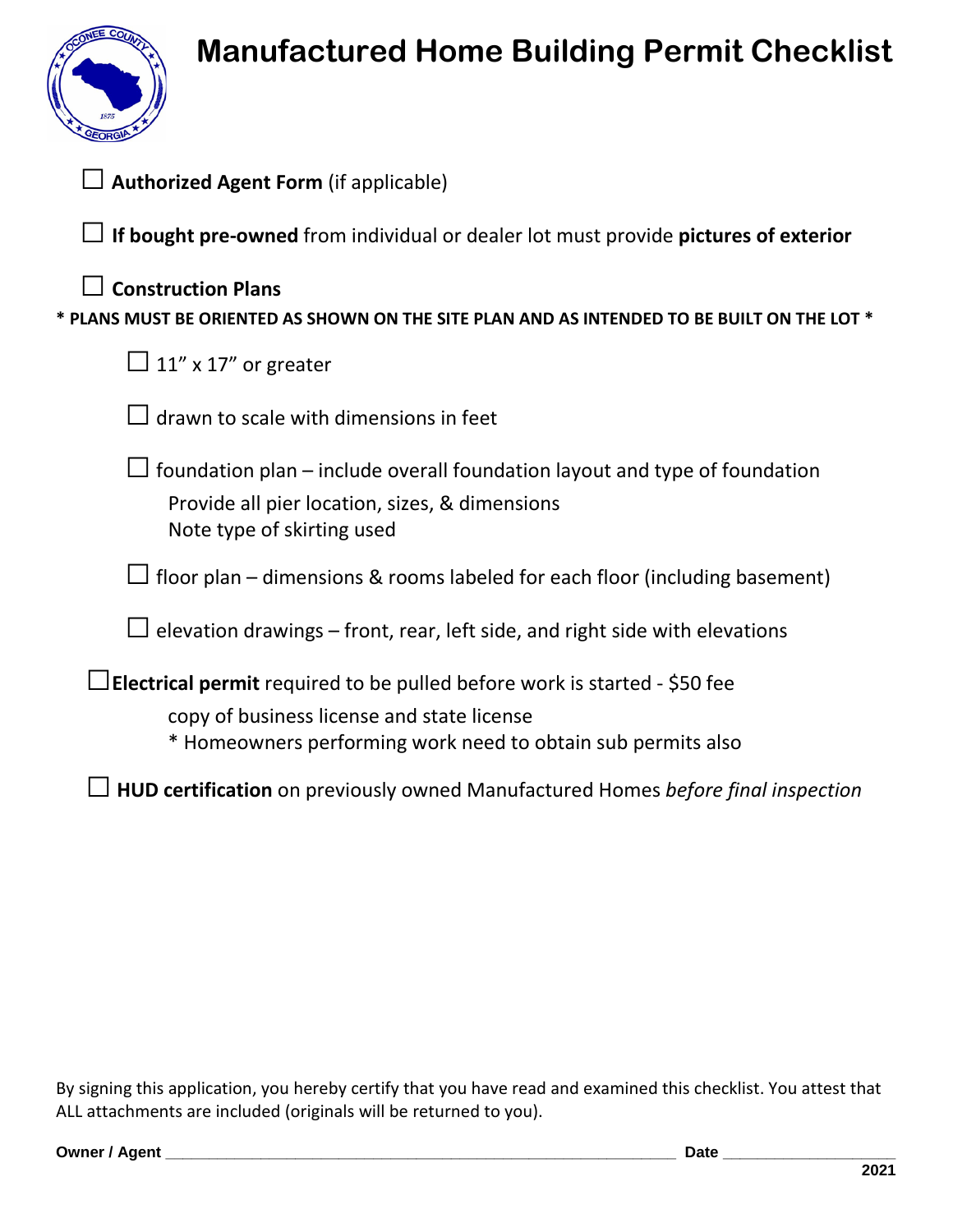# Manufactured Home Building Permit Checklist

☐ **Authorized Agent Form** (if applicable)

☐ **If bought pre-owned** from individual or dealer lot must provide **pictures of exterior**

☐ **Construction Plans**

**\* PLANS MUST BE ORIENTED AS SHOWN ON THE SITE PLAN AND AS INTENDED TO BE BUILT ON THE LOT \***

- ☐ 11" x 17" or greater
- ☐ drawn to scale with dimensions in feet
- ☐ foundation plan – include overall foundation layout and type of foundation
  Provide all pier location, sizes, & dimensions
  Note type of skirting used
- ☐ floor plan – dimensions & rooms labeled for each floor (including basement)
- ☐ elevation drawings – front, rear, left side, and right side with elevations

☐ **Electrical permit** required to be pulled before work is started - $50 fee
copy of business license and state license
\* Homeowners performing work need to obtain sub permits also

☐ **HUD certification** on previously owned Manufactured Homes *before final inspection*

By signing this application, you hereby certify that you have read and examined this checklist. You attest that ALL attachments are included (originals will be returned to you).

**Owner / Agent** ____________________________________________ **Date** ____________________

**2021**